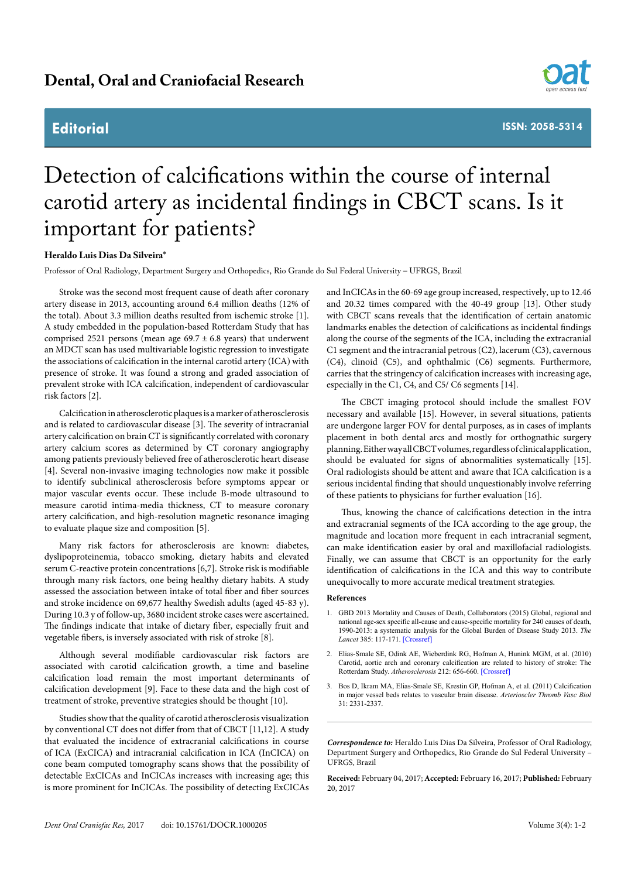# Dental, Oral and Craniofacial Research

## Editorial

ISSN: 2058-5314

# Detection of calcifications within the course of internal carotid artery as incidental findings in CBCT scans. Is it important for patients?

**Heraldo Luis Dias Da Silveira***

Professor of Oral Radiology, Department Surgery and Orthopedics, Rio Grande do Sul Federal University – UFRGS, Brazil

Stroke was the second most frequent cause of death after coronary artery disease in 2013, accounting around 6.4 million deaths (12% of the total). About 3.3 million deaths resulted from ischemic stroke [1]. A study embedded in the population-based Rotterdam Study that has comprised 2521 persons (mean age 69.7 ± 6.8 years) that underwent an MDCT scan has used multivariable logistic regression to investigate the associations of calcification in the internal carotid artery (ICA) with presence of stroke. It was found a strong and graded association of prevalent stroke with ICA calcification, independent of cardiovascular risk factors [2].

Calcification in atherosclerotic plaques is a marker of atherosclerosis and is related to cardiovascular disease [3]. The severity of intracranial artery calcification on brain CT is significantly correlated with coronary artery calcium scores as determined by CT coronary angiography among patients previously believed free of atherosclerotic heart disease [4]. Several non-invasive imaging technologies now make it possible to identify subclinical atherosclerosis before symptoms appear or major vascular events occur. These include B-mode ultrasound to measure carotid intima-media thickness, CT to measure coronary artery calcification, and high-resolution magnetic resonance imaging to evaluate plaque size and composition [5].

Many risk factors for atherosclerosis are known: diabetes, dyslipoproteinemia, tobacco smoking, dietary habits and elevated serum C-reactive protein concentrations [6,7]. Stroke risk is modifiable through many risk factors, one being healthy dietary habits. A study assessed the association between intake of total fiber and fiber sources and stroke incidence on 69,677 healthy Swedish adults (aged 45-83 y). During 10.3 y of follow-up, 3680 incident stroke cases were ascertained. The findings indicate that intake of dietary fiber, especially fruit and vegetable fibers, is inversely associated with risk of stroke [8].

Although several modifiable cardiovascular risk factors are associated with carotid calcification growth, a time and baseline calcification load remain the most important determinants of calcification development [9]. Face to these data and the high cost of treatment of stroke, preventive strategies should be thought [10].

Studies show that the quality of carotid atherosclerosis visualization by conventional CT does not differ from that of CBCT [11,12]. A study that evaluated the incidence of extracranial calcifications in course of ICA (ExCICA) and intracranial calcification in ICA (InCICA) on cone beam computed tomography scans shows that the possibility of detectable ExCICAs and InCICAs increases with increasing age; this is more prominent for InCICAs. The possibility of detecting ExCICAs and InCICAs in the 60-69 age group increased, respectively, up to 12.46 and 20.32 times compared with the 40-49 group [13]. Other study with CBCT scans reveals that the identification of certain anatomic landmarks enables the detection of calcifications as incidental findings along the course of the segments of the ICA, including the extracranial C1 segment and the intracranial petrous (C2), lacerum (C3), cavernous (C4), clinoid (C5), and ophthalmic (C6) segments. Furthermore, carries that the stringency of calcification increases with increasing age, especially in the C1, C4, and C5/ C6 segments [14].

The CBCT imaging protocol should include the smallest FOV necessary and available [15]. However, in several situations, patients are undergone larger FOV for dental purposes, as in cases of implants placement in both dental arcs and mostly for orthognathic surgery planning. Either way all CBCT volumes, regardless of clinical application, should be evaluated for signs of abnormalities systematically [15]. Oral radiologists should be attent and aware that ICA calcification is a serious incidental finding that should unquestionably involve referring of these patients to physicians for further evaluation [16].

Thus, knowing the chance of calcifications detection in the intra and extracranial segments of the ICA according to the age group, the magnitude and location more frequent in each intracranial segment, can make identification easier by oral and maxillofacial radiologists. Finally, we can assume that CBCT is an opportunity for the early identification of calcifications in the ICA and this way to contribute unequivocally to more accurate medical treatment strategies.

### References

1. GBD 2013 Mortality and Causes of Death, Collaborators (2015) Global, regional and national age-sex specific all-cause and cause-specific mortality for 240 causes of death, 1990-2013: a systematic analysis for the Global Burden of Disease Study 2013. *The Lancet* 385: 117-171. [Crossref]
2. Elias-Smale SE, Odink AE, Wieberdink RG, Hofman A, Hunink MGM, et al. (2010) Carotid, aortic arch and coronary calcification are related to history of stroke: The Rotterdam Study. *Atherosclerosis* 212: 656-660. [Crossref]
3. Bos D, Ikram MA, Elias-Smale SE, Krestin GP, Hofman A, et al. (2011) Calcification in major vessel beds relates to vascular brain disease. *Arterioscler Thromb Vasc Biol* 31: 2331-2337.

***Correspondence to:*** Heraldo Luis Dias Da Silveira, Professor of Oral Radiology, Department Surgery and Orthopedics, Rio Grande do Sul Federal University – UFRGS, Brazil

**Received:** February 04, 2017; **Accepted:** February 16, 2017; **Published:** February 20, 2017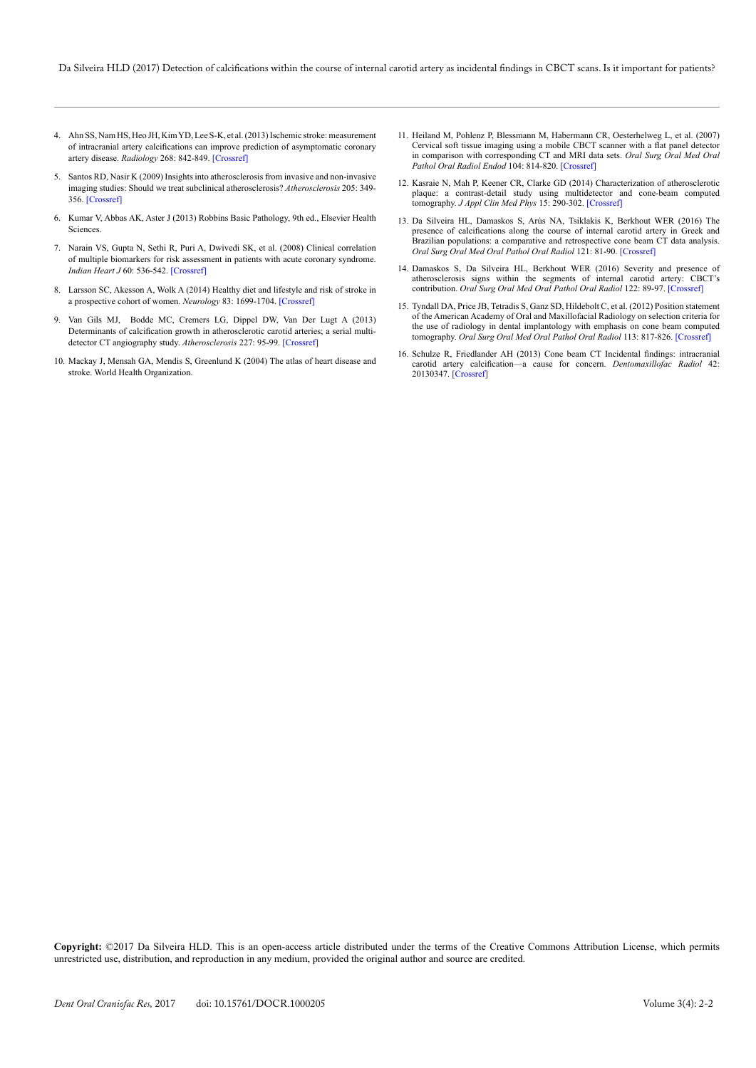4. Ahn SS, Nam HS, Heo JH, Kim YD, Lee S-K, et al. (2013) Ischemic stroke: measurement of intracranial artery calcifications can improve prediction of asymptomatic coronary artery disease. *Radiology* 268: 842-849. [Crossref]

5. Santos RD, Nasir K (2009) Insights into atherosclerosis from invasive and non-invasive imaging studies: Should we treat subclinical atherosclerosis? *Atherosclerosis* 205: 349-356. [Crossref]

6. Kumar V, Abbas AK, Aster J (2013) Robbins Basic Pathology, 9th ed., Elsevier Health Sciences.

7. Narain VS, Gupta N, Sethi R, Puri A, Dwivedi SK, et al. (2008) Clinical correlation of multiple biomarkers for risk assessment in patients with acute coronary syndrome. *Indian Heart J* 60: 536-542. [Crossref]

8. Larsson SC, Akesson A, Wolk A (2014) Healthy diet and lifestyle and risk of stroke in a prospective cohort of women. *Neurology* 83: 1699-1704. [Crossref]

9. Van Gils MJ, Bodde MC, Cremers LG, Dippel DW, Van Der Lugt A (2013) Determinants of calcification growth in atherosclerotic carotid arteries; a serial multi-detector CT angiography study. *Atherosclerosis* 227: 95-99. [Crossref]

10. Mackay J, Mensah GA, Mendis S, Greenlund K (2004) The atlas of heart disease and stroke. World Health Organization.

11. Heiland M, Pohlenz P, Blessmann M, Habermann CR, Oesterhelweg L, et al. (2007) Cervical soft tissue imaging using a mobile CBCT scanner with a flat panel detector in comparison with corresponding CT and MRI data sets. *Oral Surg Oral Med Oral Pathol Oral Radiol Endod* 104: 814-820. [Crossref]

12. Kasraie N, Mah P, Keener CR, Clarke GD (2014) Characterization of atherosclerotic plaque: a contrast-detail study using multidetector and cone-beam computed tomography. *J Appl Clin Med Phys* 15: 290-302. [Crossref]

13. Da Silveira HL, Damaskos S, Arús NA, Tsiklakis K, Berkhout WER (2016) The presence of calcifications along the course of internal carotid artery in Greek and Brazilian populations: a comparative and retrospective cone beam CT data analysis. *Oral Surg Oral Med Oral Pathol Oral Radiol* 121: 81-90. [Crossref]

14. Damaskos S, Da Silveira HL, Berkhout WER (2016) Severity and presence of atherosclerosis signs within the segments of internal carotid artery: CBCT's contribution. *Oral Surg Oral Med Oral Pathol Oral Radiol* 122: 89-97. [Crossref]

15. Tyndall DA, Price JB, Tetradis S, Ganz SD, Hildebolt C, et al. (2012) Position statement of the American Academy of Oral and Maxillofacial Radiology on selection criteria for the use of radiology in dental implantology with emphasis on cone beam computed tomography. *Oral Surg Oral Med Oral Pathol Oral Radiol* 113: 817-826. [Crossref]

16. Schulze R, Friedlander AH (2013) Cone beam CT Incidental findings: intracranial carotid artery calcification—a cause for concern. *Dentomaxillofac Radiol* 42: 20130347. [Crossref]

**Copyright:** ©2017 Da Silveira HLD. This is an open-access article distributed under the terms of the Creative Commons Attribution License, which permits unrestricted use, distribution, and reproduction in any medium, provided the original author and source are credited.